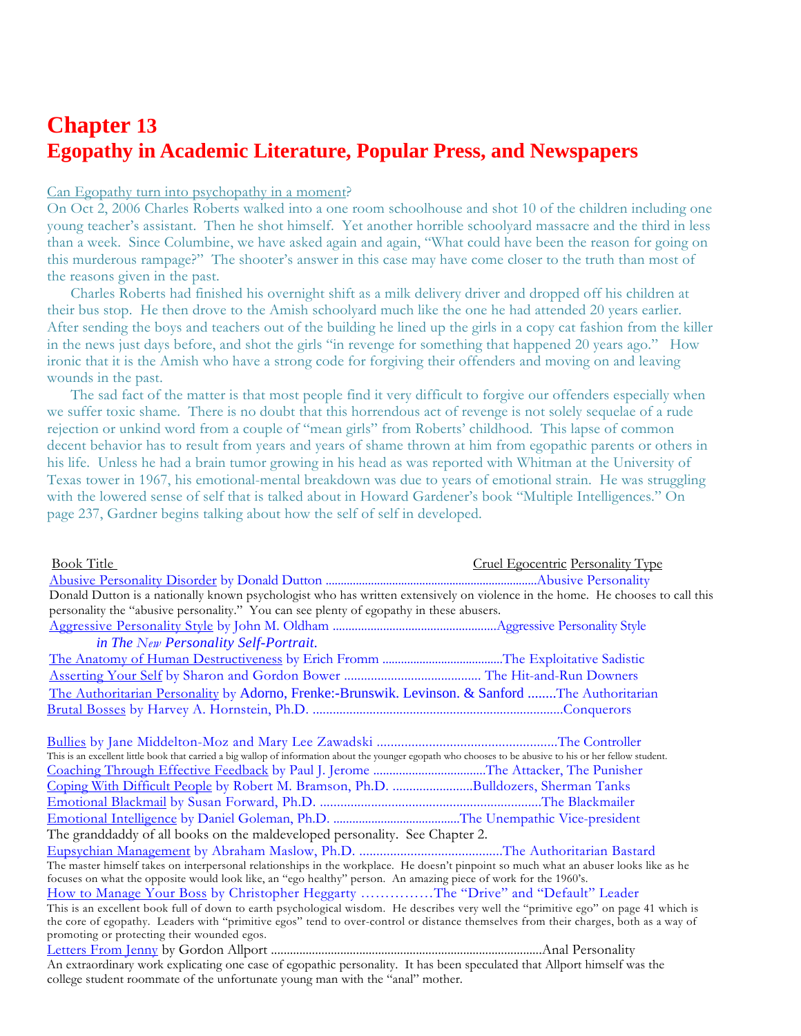# Chapter 13
# Egopathy in Academic Literature, Popular Press, and Newspapers

Can Egopathy turn into psychopathy in a moment?

On Oct 2, 2006 Charles Roberts walked into a one room schoolhouse and shot 10 of the children including one young teacher's assistant. Then he shot himself. Yet another horrible schoolyard massacre and the third in less than a week. Since Columbine, we have asked again and again, "What could have been the reason for going on this murderous rampage?" The shooter's answer in this case may have come closer to the truth than most of the reasons given in the past.

Charles Roberts had finished his overnight shift as a milk delivery driver and dropped off his children at their bus stop. He then drove to the Amish schoolyard much like the one he had attended 20 years earlier. After sending the boys and teachers out of the building he lined up the girls in a copy cat fashion from the killer in the news just days before, and shot the girls "in revenge for something that happened 20 years ago." How ironic that it is the Amish who have a strong code for forgiving their offenders and moving on and leaving wounds in the past.

The sad fact of the matter is that most people find it very difficult to forgive our offenders especially when we suffer toxic shame. There is no doubt that this horrendous act of revenge is not solely sequelae of a rude rejection or unkind word from a couple of "mean girls" from Roberts' childhood. This lapse of common decent behavior has to result from years and years of shame thrown at him from egopathic parents or others in his life. Unless he had a brain tumor growing in his head as was reported with Whitman at the University of Texas tower in 1967, his emotional-mental breakdown was due to years of emotional strain. He was struggling with the lowered sense of self that is talked about in Howard Gardener's book "Multiple Intelligences." On page 237, Gardner begins talking about how the self of self in developed.

Book Title ............ Cruel Egocentric Personality Type

Abusive Personality Disorder by Donald Dutton ............ Abusive Personality

Donald Dutton is a nationally known psychologist who has written extensively on violence in the home. He chooses to call this personality the "abusive personality." You can see plenty of egopathy in these abusers.

Aggressive Personality Style by John M. Oldham ............ Aggressive Personality Style *in The New Personality Self-Portrait.*

The Anatomy of Human Destructiveness by Erich Fromm ............ The Exploitative Sadistic

Asserting Your Self by Sharon and Gordon Bower ............ The Hit-and-Run Downers

The Authoritarian Personality by Adorno, Frenke:-Brunswik. Levinson. & Sanford ............ The Authoritarian

Brutal Bosses by Harvey A. Hornstein, Ph.D. ............ Conquerors

Bullies by Jane Middelton-Moz and Mary Lee Zawadski ............ The Controller

This is an excellent little book that carried a big wallop of information about the younger egopath who chooses to be abusive to his or her fellow student.

Coaching Through Effective Feedback by Paul J. Jerome ............ The Attacker, The Punisher

Coping With Difficult People by Robert M. Bramson, Ph.D. ............ Bulldozers, Sherman Tanks

Emotional Blackmail by Susan Forward, Ph.D. ............ The Blackmailer

Emotional Intelligence by Daniel Goleman, Ph.D. ............ The Unempathic Vice-president

The granddaddy of all books on the maldeveloped personality. See Chapter 2.

Eupsychian Management by Abraham Maslow, Ph.D. ............ The Authoritarian Bastard

The master himself takes on interpersonal relationships in the workplace. He doesn't pinpoint so much what an abuser looks like as he focuses on what the opposite would look like, an "ego healthy" person. An amazing piece of work for the 1960's.

How to Manage Your Boss by Christopher Heggarty ............ The "Drive" and "Default" Leader

This is an excellent book full of down to earth psychological wisdom. He describes very well the "primitive ego" on page 41 which is the core of egopathy. Leaders with "primitive egos" tend to over-control or distance themselves from their charges, both as a way of promoting or protecting their wounded egos.

Letters From Jenny by Gordon Allport ............ Anal Personality

An extraordinary work explicating one case of egopathic personality. It has been speculated that Allport himself was the college student roommate of the unfortunate young man with the "anal" mother.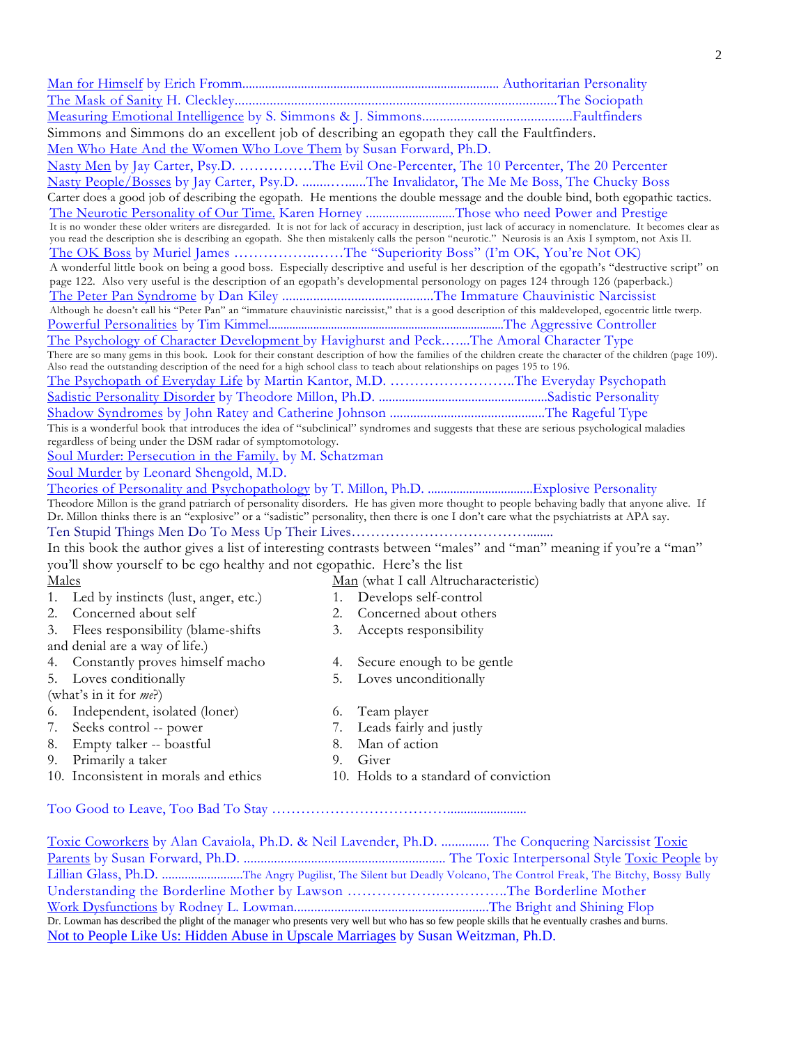Man for Himself by Erich Fromm.................................................................................. Authoritarian Personality

The Mask of Sanity H. Cleckley................................................................................................The Sociopath

Measuring Emotional Intelligence by S. Simmons & J. Simmons...........................................Faultfinders

Simmons and Simmons do an excellent job of describing an egopath they call the Faultfinders.

Men Who Hate And the Women Who Love Them by Susan Forward, Ph.D.

Nasty Men by Jay Carter, Psy.D. ……………The Evil One-Percenter, The 10 Percenter, The 20 Percenter

Nasty People/Bosses by Jay Carter, Psy.D. .......….......The Invalidator, The Me Me Boss, The Chucky Boss

Carter does a good job of describing the egopath. He mentions the double message and the double bind, both egopathic tactics.

The Neurotic Personality of Our Time. Karen Horney ...........................Those who need Power and Prestige

It is no wonder these older writers are disregarded. It is not for lack of accuracy in description, just lack of accuracy in nomenclature. It becomes clear as you read the description she is describing an egopath. She then mistakenly calls the person "neurotic." Neurosis is an Axis I symptom, not Axis II.

The OK Boss by Muriel James ………………..……The "Superiority Boss" (I'm OK, You're Not OK)

A wonderful little book on being a good boss. Especially descriptive and useful is her description of the egopath's "destructive script" on page 122. Also very useful is the description of an egopath's developmental personology on pages 124 through 126 (paperback.)

The Peter Pan Syndrome by Dan Kiley ............................................The Immature Chauvinistic Narcissist

Although he doesn't call his "Peter Pan" an "immature chauvinistic narcissist," that is a good description of this maldeveloped, egocentric little twerp.

Powerful Personalities by Tim Kimmel.............................................................................The Aggressive Controller

The Psychology of Character Development by Havighurst and Peck.…...The Amoral Character Type

There are so many gems in this book. Look for their constant description of how the families of the children create the character of the children (page 109). Also read the outstanding description of the need for a high school class to teach about relationships on pages 195 to 196.

The Psychopath of Everyday Life by Martin Kantor, M.D. ……………………..The Everyday Psychopath

Sadistic Personality Disorder by Theodore Millon, Ph.D. ....................................................Sadistic Personality

Shadow Syndromes by John Ratey and Catherine Johnson ..............................................The Rageful Type

This is a wonderful book that introduces the idea of "subclinical" syndromes and suggests that these are serious psychological maladies regardless of being under the DSM radar of symptomotology.

Soul Murder: Persecution in the Family. by M. Schatzman

Soul Murder by Leonard Shengold, M.D.

Theories of Personality and Psychopathology by T. Millon, Ph.D. .................................Explosive Personality

Theodore Millon is the grand patriarch of personality disorders. He has given more thought to people behaving badly that anyone alive. If Dr. Millon thinks there is an "explosive" or a "sadistic" personality, then there is one I don't care what the psychiatrists at APA say.

Ten Stupid Things Men Do To Mess Up Their Lives……………………………………........

In this book the author gives a list of interesting contrasts between "males" and "man" meaning if you're a "man" you'll show yourself to be ego healthy and not egopathic. Here's the list

| Males | Man (what I call Altrucharacteristic) |
|---|---|
| 1. Led by instincts (lust, anger, etc.) | 1. Develops self-control |
| 2. Concerned about self | 2. Concerned about others |
| 3. Flees responsibility (blame-shifts and denial are a way of life.) | 3. Accepts responsibility |
| 4. Constantly proves himself macho | 4. Secure enough to be gentle |
| 5. Loves conditionally (what's in it for *me*?) | 5. Loves unconditionally |
| 6. Independent, isolated (loner) | 6. Team player |
| 7. Seeks control -- power | 7. Leads fairly and justly |
| 8. Empty talker -- boastful | 8. Man of action |
| 9. Primarily a taker | 9. Giver |
| 10. Inconsistent in morals and ethics | 10. Holds to a standard of conviction |

Too Good to Leave, Too Bad To Stay ……………………………….......................

Toxic Coworkers by Alan Cavaiola, Ph.D. & Neil Lavender, Ph.D. .............. The Conquering Narcissist

Toxic Parents by Susan Forward, Ph.D. ........................................................... The Toxic Interpersonal Style

Toxic People by Lillian Glass, Ph.D. .........................The Angry Pugilist, The Silent but Deadly Volcano, The Control Freak, The Bitchy, Bossy Bully

Understanding the Borderline Mother by Lawson …………………………..The Borderline Mother

Work Dysfunctions by Rodney L. Lowman.........................................................The Bright and Shining Flop

Dr. Lowman has described the plight of the manager who presents very well but who has so few people skills that he eventually crashes and burns.

Not to People Like Us: Hidden Abuse in Upscale Marriages by Susan Weitzman, Ph.D.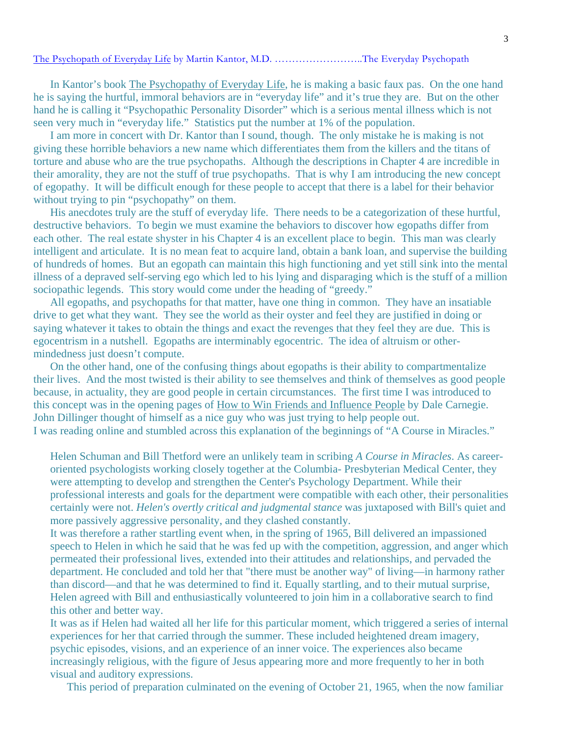The Psychopath of Everyday Life by Martin Kantor, M.D. ……………………..The Everyday Psychopath

In Kantor's book The Psychopathy of Everyday Life, he is making a basic faux pas. On the one hand he is saying the hurtful, immoral behaviors are in "everyday life" and it's true they are. But on the other hand he is calling it "Psychopathic Personality Disorder" which is a serious mental illness which is not seen very much in "everyday life." Statistics put the number at 1% of the population.

I am more in concert with Dr. Kantor than I sound, though. The only mistake he is making is not giving these horrible behaviors a new name which differentiates them from the killers and the titans of torture and abuse who are the true psychopaths. Although the descriptions in Chapter 4 are incredible in their amorality, they are not the stuff of true psychopaths. That is why I am introducing the new concept of egopathy. It will be difficult enough for these people to accept that there is a label for their behavior without trying to pin "psychopathy" on them.

His anecdotes truly are the stuff of everyday life. There needs to be a categorization of these hurtful, destructive behaviors. To begin we must examine the behaviors to discover how egopaths differ from each other. The real estate shyster in his Chapter 4 is an excellent place to begin. This man was clearly intelligent and articulate. It is no mean feat to acquire land, obtain a bank loan, and supervise the building of hundreds of homes. But an egopath can maintain this high functioning and yet still sink into the mental illness of a depraved self-serving ego which led to his lying and disparaging which is the stuff of a million sociopathic legends. This story would come under the heading of "greedy."

All egopaths, and psychopaths for that matter, have one thing in common. They have an insatiable drive to get what they want. They see the world as their oyster and feel they are justified in doing or saying whatever it takes to obtain the things and exact the revenges that they feel they are due. This is egocentrism in a nutshell. Egopaths are interminably egocentric. The idea of altruism or other-mindedness just doesn't compute.

On the other hand, one of the confusing things about egopaths is their ability to compartmentalize their lives. And the most twisted is their ability to see themselves and think of themselves as good people because, in actuality, they are good people in certain circumstances. The first time I was introduced to this concept was in the opening pages of How to Win Friends and Influence People by Dale Carnegie. John Dillinger thought of himself as a nice guy who was just trying to help people out.

I was reading online and stumbled across this explanation of the beginnings of "A Course in Miracles."

> Helen Schuman and Bill Thetford were an unlikely team in scribing *A Course in Miracles*. As career-oriented psychologists working closely together at the Columbia- Presbyterian Medical Center, they were attempting to develop and strengthen the Center's Psychology Department. While their professional interests and goals for the department were compatible with each other, their personalities certainly were not. *Helen's overtly critical and judgmental stance* was juxtaposed with Bill's quiet and more passively aggressive personality, and they clashed constantly.
>
> It was therefore a rather startling event when, in the spring of 1965, Bill delivered an impassioned speech to Helen in which he said that he was fed up with the competition, aggression, and anger which permeated their professional lives, extended into their attitudes and relationships, and pervaded the department. He concluded and told her that "there must be another way" of living—in harmony rather than discord—and that he was determined to find it. Equally startling, and to their mutual surprise, Helen agreed with Bill and enthusiastically volunteered to join him in a collaborative search to find this other and better way.
>
> It was as if Helen had waited all her life for this particular moment, which triggered a series of internal experiences for her that carried through the summer. These included heightened dream imagery, psychic episodes, visions, and an experience of an inner voice. The experiences also became increasingly religious, with the figure of Jesus appearing more and more frequently to her in both visual and auditory expressions.
>
> This period of preparation culminated on the evening of October 21, 1965, when the now familiar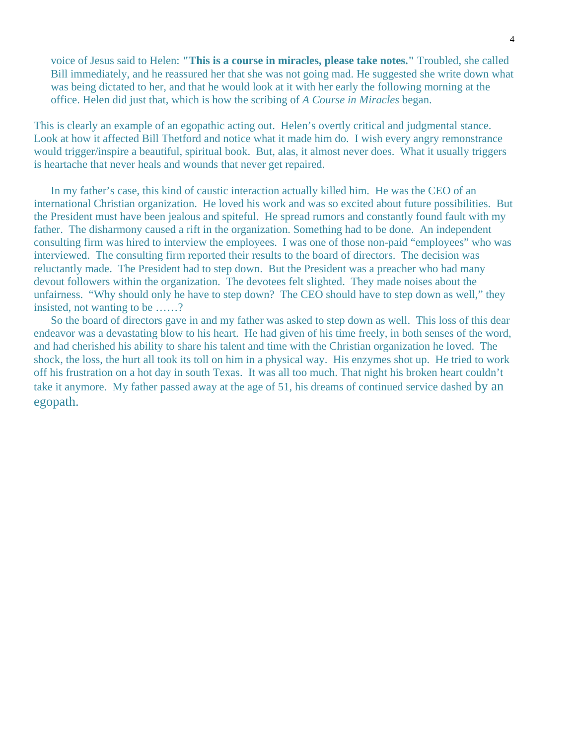voice of Jesus said to Helen: **"This is a course in miracles, please take notes."** Troubled, she called Bill immediately, and he reassured her that she was not going mad. He suggested she write down what was being dictated to her, and that he would look at it with her early the following morning at the office. Helen did just that, which is how the scribing of *A Course in Miracles* began.

This is clearly an example of an egopathic acting out. Helen's overtly critical and judgmental stance. Look at how it affected Bill Thetford and notice what it made him do. I wish every angry remonstrance would trigger/inspire a beautiful, spiritual book. But, alas, it almost never does. What it usually triggers is heartache that never heals and wounds that never get repaired.

In my father's case, this kind of caustic interaction actually killed him. He was the CEO of an international Christian organization. He loved his work and was so excited about future possibilities. But the President must have been jealous and spiteful. He spread rumors and constantly found fault with my father. The disharmony caused a rift in the organization. Something had to be done. An independent consulting firm was hired to interview the employees. I was one of those non-paid "employees" who was interviewed. The consulting firm reported their results to the board of directors. The decision was reluctantly made. The President had to step down. But the President was a preacher who had many devout followers within the organization. The devotees felt slighted. They made noises about the unfairness. "Why should only he have to step down? The CEO should have to step down as well," they insisted, not wanting to be ……?

So the board of directors gave in and my father was asked to step down as well. This loss of this dear endeavor was a devastating blow to his heart. He had given of his time freely, in both senses of the word, and had cherished his ability to share his talent and time with the Christian organization he loved. The shock, the loss, the hurt all took its toll on him in a physical way. His enzymes shot up. He tried to work off his frustration on a hot day in south Texas. It was all too much. That night his broken heart couldn't take it anymore. My father passed away at the age of 51, his dreams of continued service dashed by an egopath.